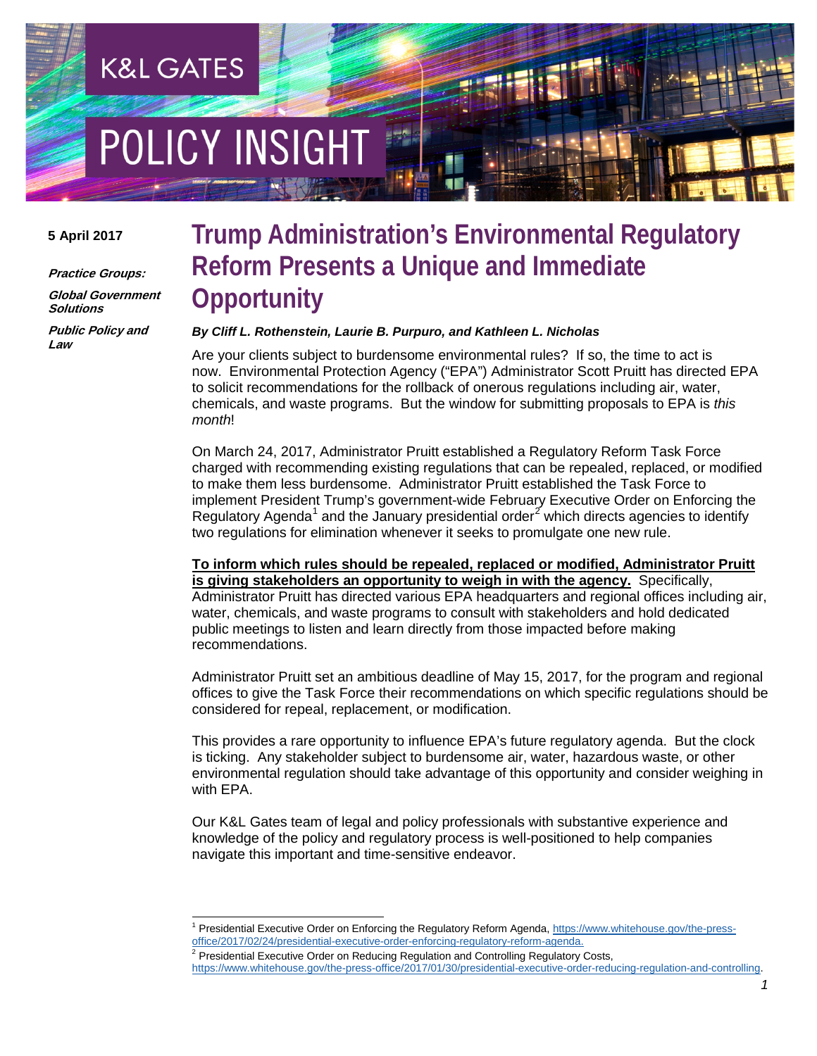K&L GATES

POLICY INSIGHT

**5 April 2017**

***Practice Groups:***

***Global Government Solutions***

***Public Policy and Law***

# Trump Administration's Environmental Regulatory Reform Presents a Unique and Immediate Opportunity

***By Cliff L. Rothenstein, Laurie B. Purpuro, and Kathleen L. Nicholas***

Are your clients subject to burdensome environmental rules? If so, the time to act is now. Environmental Protection Agency ("EPA") Administrator Scott Pruitt has directed EPA to solicit recommendations for the rollback of onerous regulations including air, water, chemicals, and waste programs. But the window for submitting proposals to EPA is *this month*!

On March 24, 2017, Administrator Pruitt established a Regulatory Reform Task Force charged with recommending existing regulations that can be repealed, replaced, or modified to make them less burdensome. Administrator Pruitt established the Task Force to implement President Trump's government-wide February Executive Order on Enforcing the Regulatory Agenda[1] and the January presidential order[2] which directs agencies to identify two regulations for elimination whenever it seeks to promulgate one new rule.

**<u>To inform which rules should be repealed, replaced or modified, Administrator Pruitt is giving stakeholders an opportunity to weigh in with the agency.</u>** Specifically, Administrator Pruitt has directed various EPA headquarters and regional offices including air, water, chemicals, and waste programs to consult with stakeholders and hold dedicated public meetings to listen and learn directly from those impacted before making recommendations.

Administrator Pruitt set an ambitious deadline of May 15, 2017, for the program and regional offices to give the Task Force their recommendations on which specific regulations should be considered for repeal, replacement, or modification.

This provides a rare opportunity to influence EPA's future regulatory agenda. But the clock is ticking. Any stakeholder subject to burdensome air, water, hazardous waste, or other environmental regulation should take advantage of this opportunity and consider weighing in with EPA.

Our K&L Gates team of legal and policy professionals with substantive experience and knowledge of the policy and regulatory process is well-positioned to help companies navigate this important and time-sensitive endeavor.

---

[1] Presidential Executive Order on Enforcing the Regulatory Reform Agenda, https://www.whitehouse.gov/the-press-office/2017/02/24/presidential-executive-order-enforcing-regulatory-reform-agenda.

[2] Presidential Executive Order on Reducing Regulation and Controlling Regulatory Costs, https://www.whitehouse.gov/the-press-office/2017/01/30/presidential-executive-order-reducing-regulation-and-controlling.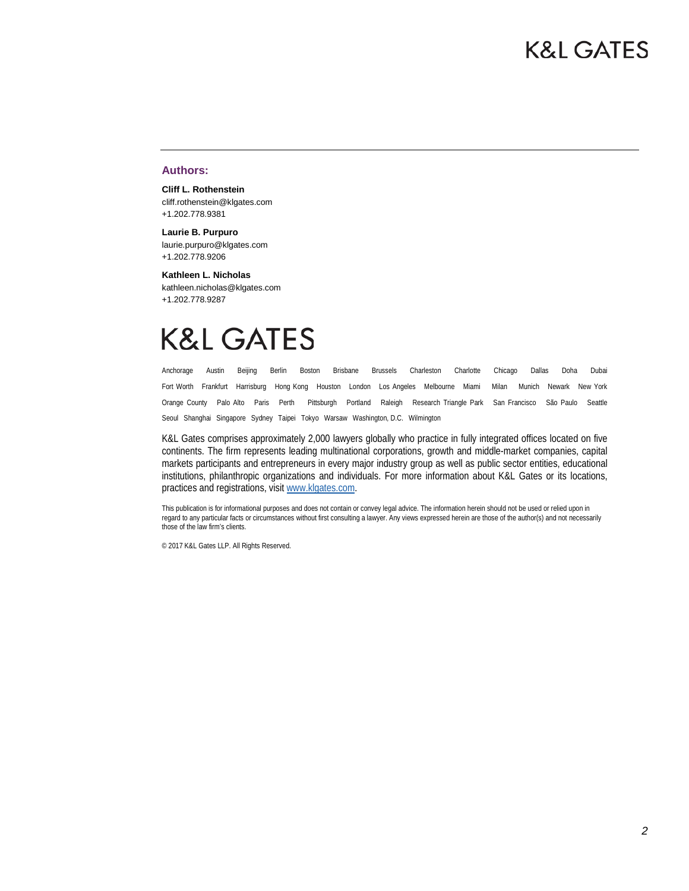## Authors:

**Cliff L. Rothenstein**
cliff.rothenstein@klgates.com
+1.202.778.9381

**Laurie B. Purpuro**
laurie.purpuro@klgates.com
+1.202.778.9206

**Kathleen L. Nicholas**
kathleen.nicholas@klgates.com
+1.202.778.9287

K&L GATES

Anchorage Austin Beijing Berlin Boston Brisbane Brussels Charleston Charlotte Chicago Dallas Doha Dubai Fort Worth Frankfurt Harrisburg Hong Kong Houston London Los Angeles Melbourne Miami Milan Munich Newark New York Orange County Palo Alto Paris Perth Pittsburgh Portland Raleigh Research Triangle Park San Francisco São Paulo Seattle Seoul Shanghai Singapore Sydney Taipei Tokyo Warsaw Washington, D.C. Wilmington

K&L Gates comprises approximately 2,000 lawyers globally who practice in fully integrated offices located on five continents. The firm represents leading multinational corporations, growth and middle-market companies, capital markets participants and entrepreneurs in every major industry group as well as public sector entities, educational institutions, philanthropic organizations and individuals. For more information about K&L Gates or its locations, practices and registrations, visit www.klgates.com.

This publication is for informational purposes and does not contain or convey legal advice. The information herein should not be used or relied upon in regard to any particular facts or circumstances without first consulting a lawyer. Any views expressed herein are those of the author(s) and not necessarily those of the law firm's clients.

© 2017 K&L Gates LLP. All Rights Reserved.